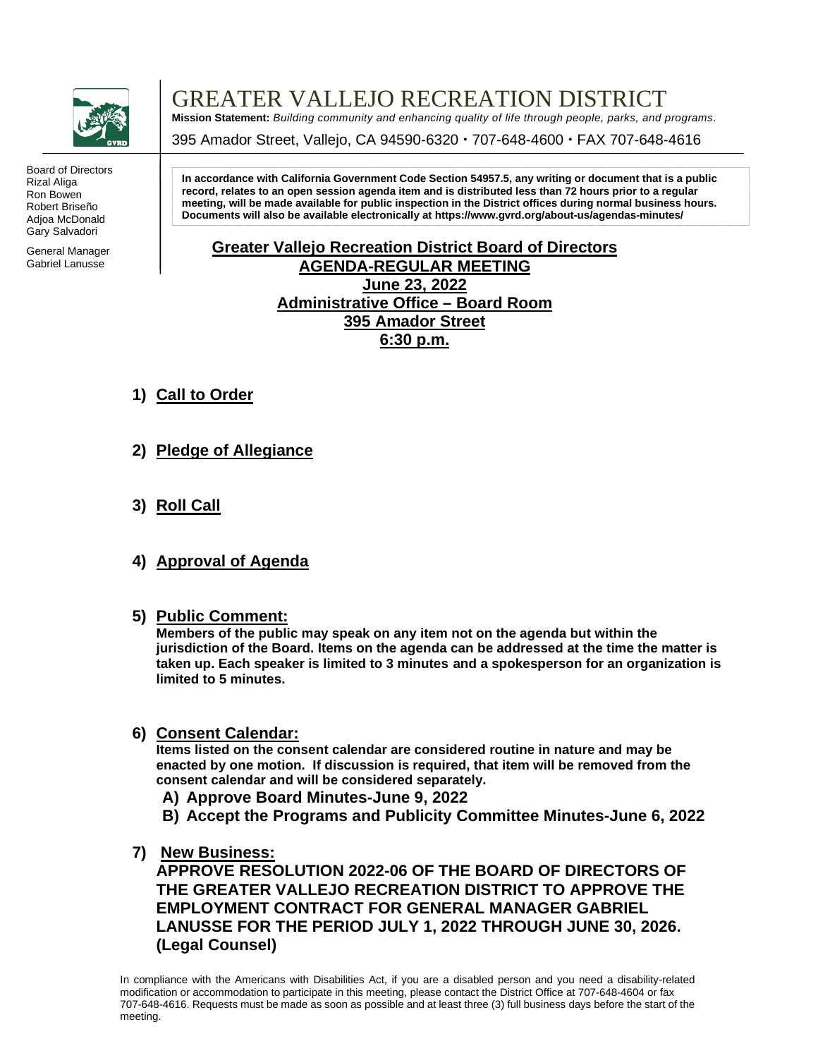# GREATER VALLEJO RECREATION DISTRICT

**Mission Statement:** *Building community and enhancing quality of life through people, parks, and programs.*

395 Amador Street, Vallejo, CA 94590-6320 • 707-648-4600 • FAX 707-648-4616

Board of Directors
Rizal Aliga
Ron Bowen
Robert Briseño
Adjoa McDonald
Gary Salvadori

General Manager
Gabriel Lanusse

**In accordance with California Government Code Section 54957.5, any writing or document that is a public record, relates to an open session agenda item and is distributed less than 72 hours prior to a regular meeting, will be made available for public inspection in the District offices during normal business hours. Documents will also be available electronically at https://www.gvrd.org/about-us/agendas-minutes/**

## Greater Vallejo Recreation District Board of Directors
## AGENDA-REGULAR MEETING
## June 23, 2022
## Administrative Office – Board Room
## 395 Amador Street
## 6:30 p.m.

1) **Call to Order**

2) **Pledge of Allegiance**

3) **Roll Call**

4) **Approval of Agenda**

5) **Public Comment:**
   **Members of the public may speak on any item not on the agenda but within the jurisdiction of the Board. Items on the agenda can be addressed at the time the matter is taken up. Each speaker is limited to 3 minutes and a spokesperson for an organization is limited to 5 minutes.**

6) **Consent Calendar:**
   **Items listed on the consent calendar are considered routine in nature and may be enacted by one motion. If discussion is required, that item will be removed from the consent calendar and will be considered separately.**
   - **A) Approve Board Minutes-June 9, 2022**
   - **B) Accept the Programs and Publicity Committee Minutes-June 6, 2022**

7) **New Business:**
   **APPROVE RESOLUTION 2022-06 OF THE BOARD OF DIRECTORS OF THE GREATER VALLEJO RECREATION DISTRICT TO APPROVE THE EMPLOYMENT CONTRACT FOR GENERAL MANAGER GABRIEL LANUSSE FOR THE PERIOD JULY 1, 2022 THROUGH JUNE 30, 2026. (Legal Counsel)**

In compliance with the Americans with Disabilities Act, if you are a disabled person and you need a disability-related modification or accommodation to participate in this meeting, please contact the District Office at 707-648-4604 or fax 707-648-4616. Requests must be made as soon as possible and at least three (3) full business days before the start of the meeting.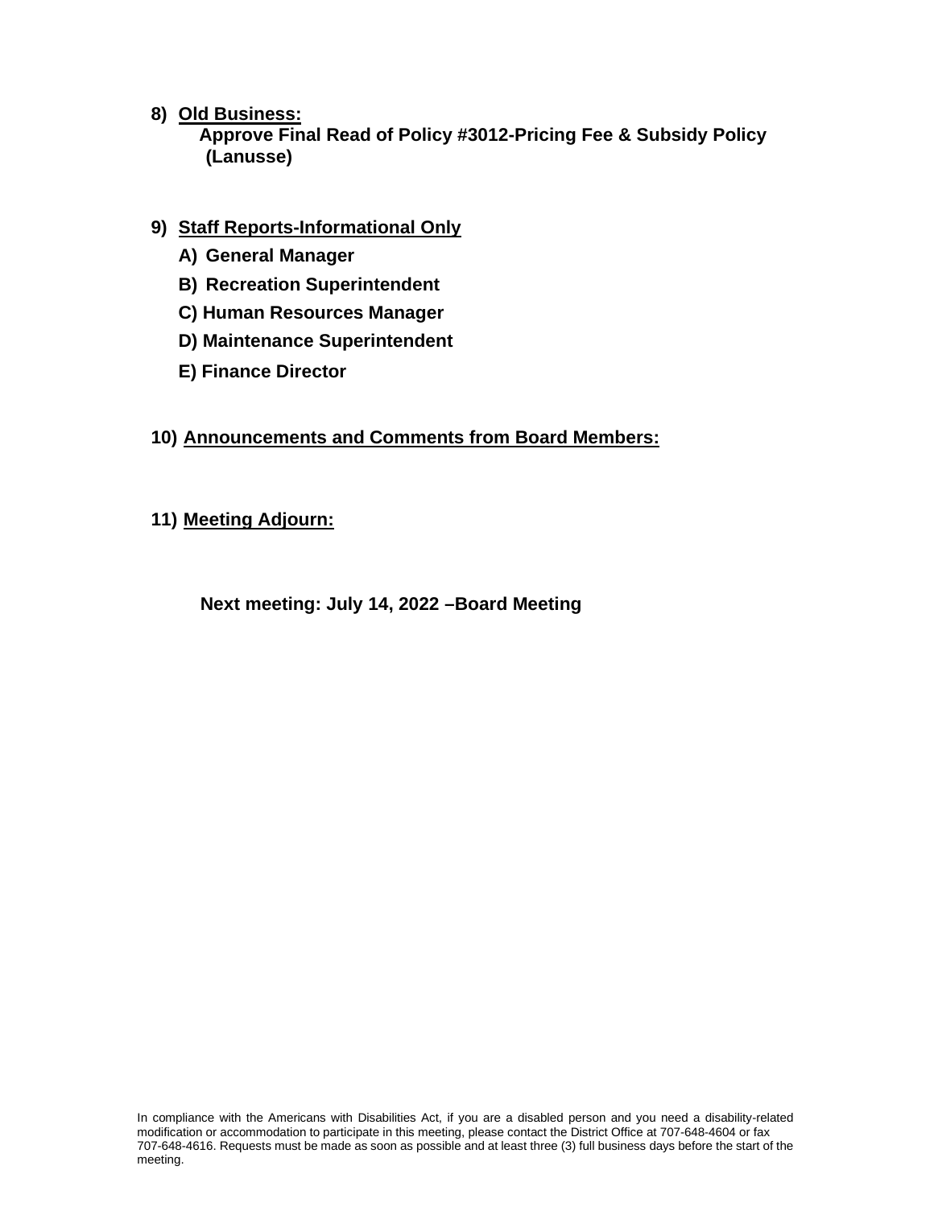8) **<u>Old Business:</u>**

**Approve Final Read of Policy #3012-Pricing Fee & Subsidy Policy (Lanusse)**

9) **<u>Staff Reports-Informational Only</u>**

**A) General Manager**

**B) Recreation Superintendent**

**C) Human Resources Manager**

**D) Maintenance Superintendent**

**E) Finance Director**

10) **<u>Announcements and Comments from Board Members:</u>**

11) **<u>Meeting Adjourn:</u>**

**Next meeting: July 14, 2022 –Board Meeting**

In compliance with the Americans with Disabilities Act, if you are a disabled person and you need a disability-related modification or accommodation to participate in this meeting, please contact the District Office at 707-648-4604 or fax 707-648-4616. Requests must be made as soon as possible and at least three (3) full business days before the start of the meeting.